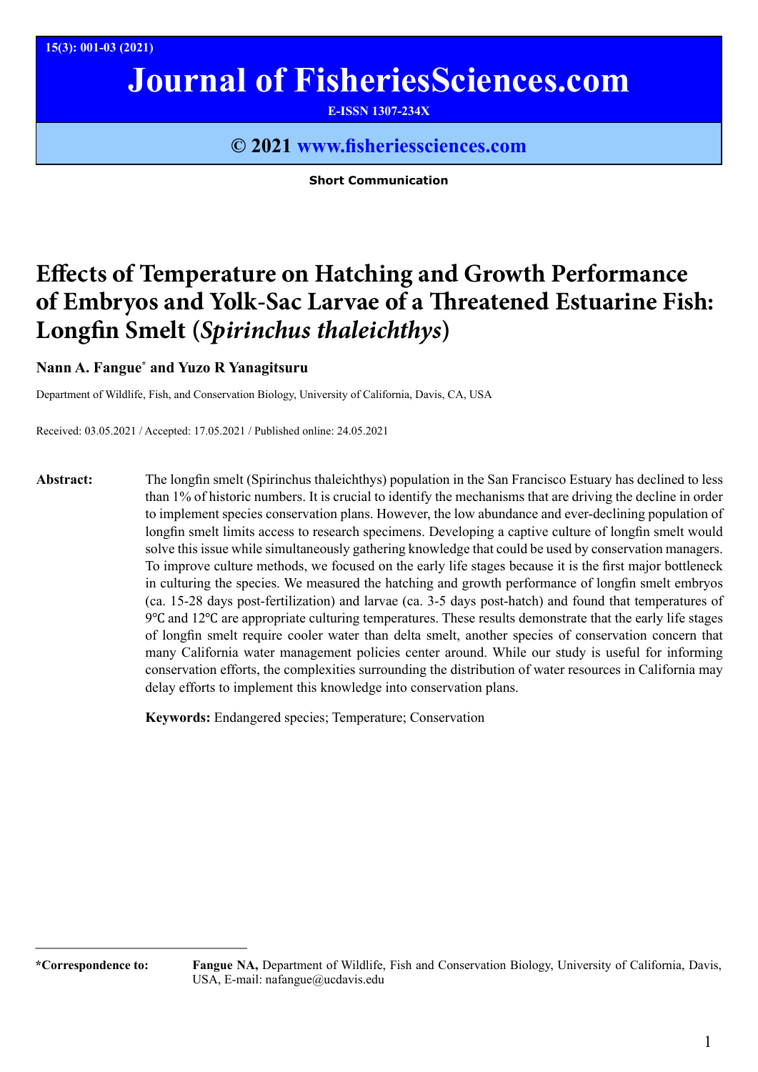# Journal of FisheriesSciences.com

E-ISSN 1307-234X

© 2021 www.fisheriessciences.com

**Short Communication**

# Effects of Temperature on Hatching and Growth Performance of Embryos and Yolk-Sac Larvae of a Threatened Estuarine Fish: Longfin Smelt (*Spirinchus thaleichthys*)

**Nann A. Fangue*** **and Yuzo R Yanagitsuru**

Department of Wildlife, Fish, and Conservation Biology, University of California, Davis, CA, USA

Received: 03.05.2021 / Accepted: 17.05.2021 / Published online: 24.05.2021

**Abstract:** The longfin smelt (Spirinchus thaleichthys) population in the San Francisco Estuary has declined to less than 1% of historic numbers. It is crucial to identify the mechanisms that are driving the decline in order to implement species conservation plans. However, the low abundance and ever-declining population of longfin smelt limits access to research specimens. Developing a captive culture of longfin smelt would solve this issue while simultaneously gathering knowledge that could be used by conservation managers. To improve culture methods, we focused on the early life stages because it is the first major bottleneck in culturing the species. We measured the hatching and growth performance of longfin smelt embryos (ca. 15-28 days post-fertilization) and larvae (ca. 3-5 days post-hatch) and found that temperatures of 9℃ and 12℃ are appropriate culturing temperatures. These results demonstrate that the early life stages of longfin smelt require cooler water than delta smelt, another species of conservation concern that many California water management policies center around. While our study is useful for informing conservation efforts, the complexities surrounding the distribution of water resources in California may delay efforts to implement this knowledge into conservation plans.

**Keywords:** Endangered species; Temperature; Conservation

**\*Correspondence to:** **Fangue NA,** Department of Wildlife, Fish and Conservation Biology, University of California, Davis, USA, E-mail: nafangue@ucdavis.edu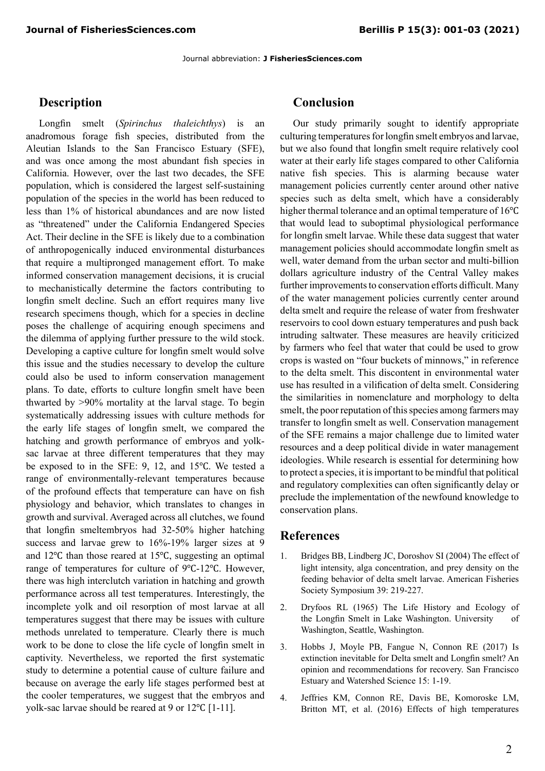## Description

Longfin smelt (*Spirinchus thaleichthys*) is an anadromous forage fish species, distributed from the Aleutian Islands to the San Francisco Estuary (SFE), and was once among the most abundant fish species in California. However, over the last two decades, the SFE population, which is considered the largest self-sustaining population of the species in the world has been reduced to less than 1% of historical abundances and are now listed as "threatened" under the California Endangered Species Act. Their decline in the SFE is likely due to a combination of anthropogenically induced environmental disturbances that require a multipronged management effort. To make informed conservation management decisions, it is crucial to mechanistically determine the factors contributing to longfin smelt decline. Such an effort requires many live research specimens though, which for a species in decline poses the challenge of acquiring enough specimens and the dilemma of applying further pressure to the wild stock. Developing a captive culture for longfin smelt would solve this issue and the studies necessary to develop the culture could also be used to inform conservation management plans. To date, efforts to culture longfin smelt have been thwarted by >90% mortality at the larval stage. To begin systematically addressing issues with culture methods for the early life stages of longfin smelt, we compared the hatching and growth performance of embryos and yolk-sac larvae at three different temperatures that they may be exposed to in the SFE: 9, 12, and 15℃. We tested a range of environmentally-relevant temperatures because of the profound effects that temperature can have on fish physiology and behavior, which translates to changes in growth and survival. Averaged across all clutches, we found that longfin smeltembryos had 32-50% higher hatching success and larvae grew to 16%-19% larger sizes at 9 and 12℃ than those reared at 15℃, suggesting an optimal range of temperatures for culture of 9℃-12℃. However, there was high interclutch variation in hatching and growth performance across all test temperatures. Interestingly, the incomplete yolk and oil resorption of most larvae at all temperatures suggest that there may be issues with culture methods unrelated to temperature. Clearly there is much work to be done to close the life cycle of longfin smelt in captivity. Nevertheless, we reported the first systematic study to determine a potential cause of culture failure and because on average the early life stages performed best at the cooler temperatures, we suggest that the embryos and yolk-sac larvae should be reared at 9 or 12℃ [1-11].

## Conclusion

Our study primarily sought to identify appropriate culturing temperatures for longfin smelt embryos and larvae, but we also found that longfin smelt require relatively cool water at their early life stages compared to other California native fish species. This is alarming because water management policies currently center around other native species such as delta smelt, which have a considerably higher thermal tolerance and an optimal temperature of 16℃ that would lead to suboptimal physiological performance for longfin smelt larvae. While these data suggest that water management policies should accommodate longfin smelt as well, water demand from the urban sector and multi-billion dollars agriculture industry of the Central Valley makes further improvements to conservation efforts difficult. Many of the water management policies currently center around delta smelt and require the release of water from freshwater reservoirs to cool down estuary temperatures and push back intruding saltwater. These measures are heavily criticized by farmers who feel that water that could be used to grow crops is wasted on "four buckets of minnows," in reference to the delta smelt. This discontent in environmental water use has resulted in a vilification of delta smelt. Considering the similarities in nomenclature and morphology to delta smelt, the poor reputation of this species among farmers may transfer to longfin smelt as well. Conservation management of the SFE remains a major challenge due to limited water resources and a deep political divide in water management ideologies. While research is essential for determining how to protect a species, it is important to be mindful that political and regulatory complexities can often significantly delay or preclude the implementation of the newfound knowledge to conservation plans.

## References

1. Bridges BB, Lindberg JC, Doroshov SI (2004) The effect of light intensity, alga concentration, and prey density on the feeding behavior of delta smelt larvae. American Fisheries Society Symposium 39: 219-227.
2. Dryfoos RL (1965) The Life History and Ecology of the Longfin Smelt in Lake Washington. University of Washington, Seattle, Washington.
3. Hobbs J, Moyle PB, Fangue N, Connon RE (2017) Is extinction inevitable for Delta smelt and Longfin smelt? An opinion and recommendations for recovery. San Francisco Estuary and Watershed Science 15: 1-19.
4. Jeffries KM, Connon RE, Davis BE, Komoroske LM, Britton MT, et al. (2016) Effects of high temperatures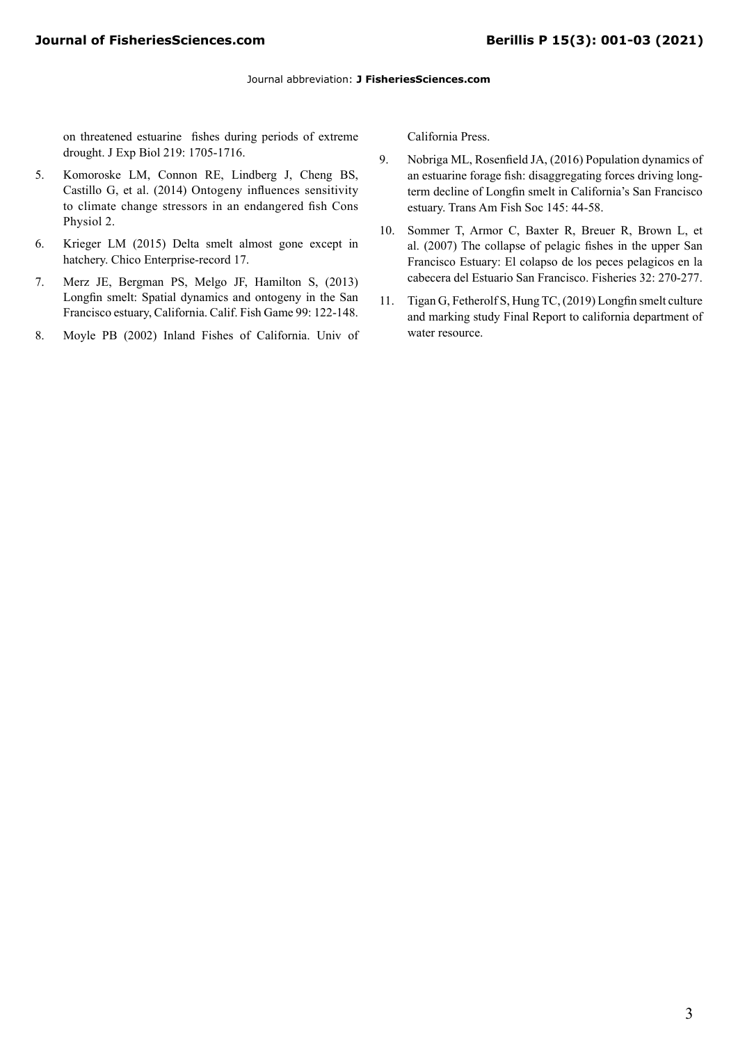on threatened estuarine fishes during periods of extreme drought. J Exp Biol 219: 1705-1716.

5. Komoroske LM, Connon RE, Lindberg J, Cheng BS, Castillo G, et al. (2014) Ontogeny influences sensitivity to climate change stressors in an endangered fish Cons Physiol 2.
6. Krieger LM (2015) Delta smelt almost gone except in hatchery. Chico Enterprise-record 17.
7. Merz JE, Bergman PS, Melgo JF, Hamilton S, (2013) Longfin smelt: Spatial dynamics and ontogeny in the San Francisco estuary, California. Calif. Fish Game 99: 122-148.
8. Moyle PB (2002) Inland Fishes of California. Univ of California Press.
9. Nobriga ML, Rosenfield JA, (2016) Population dynamics of an estuarine forage fish: disaggregating forces driving long-term decline of Longfin smelt in California's San Francisco estuary. Trans Am Fish Soc 145: 44-58.
10. Sommer T, Armor C, Baxter R, Breuer R, Brown L, et al. (2007) The collapse of pelagic fishes in the upper San Francisco Estuary: El colapso de los peces pelagicos en la cabecera del Estuario San Francisco. Fisheries 32: 270-277.
11. Tigan G, Fetherolf S, Hung TC, (2019) Longfin smelt culture and marking study Final Report to california department of water resource.